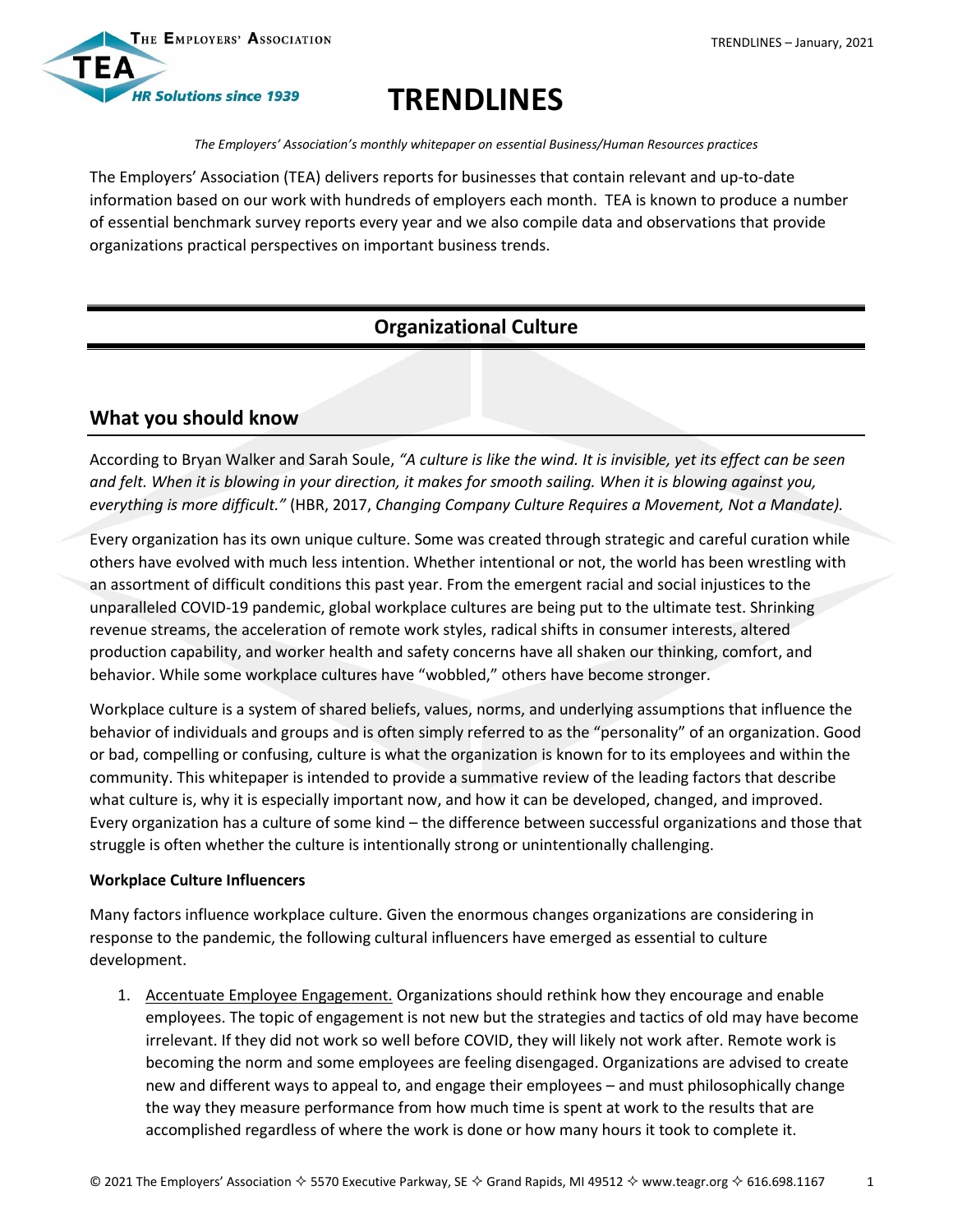# TRENDLINES

*The Employers' Association's monthly whitepaper on essential Business/Human Resources practices*

The Employers' Association (TEA) delivers reports for businesses that contain relevant and up-to-date information based on our work with hundreds of employers each month. TEA is known to produce a number of essential benchmark survey reports every year and we also compile data and observations that provide organizations practical perspectives on important business trends.

## Organizational Culture

## What you should know

According to Bryan Walker and Sarah Soule, *"A culture is like the wind. It is invisible, yet its effect can be seen and felt. When it is blowing in your direction, it makes for smooth sailing. When it is blowing against you, everything is more difficult."* (HBR, 2017, *Changing Company Culture Requires a Movement, Not a Mandate).*

Every organization has its own unique culture. Some was created through strategic and careful curation while others have evolved with much less intention. Whether intentional or not, the world has been wrestling with an assortment of difficult conditions this past year. From the emergent racial and social injustices to the unparalleled COVID-19 pandemic, global workplace cultures are being put to the ultimate test. Shrinking revenue streams, the acceleration of remote work styles, radical shifts in consumer interests, altered production capability, and worker health and safety concerns have all shaken our thinking, comfort, and behavior. While some workplace cultures have "wobbled," others have become stronger.

Workplace culture is a system of shared beliefs, values, norms, and underlying assumptions that influence the behavior of individuals and groups and is often simply referred to as the "personality" of an organization. Good or bad, compelling or confusing, culture is what the organization is known for to its employees and within the community. This whitepaper is intended to provide a summative review of the leading factors that describe what culture is, why it is especially important now, and how it can be developed, changed, and improved. Every organization has a culture of some kind – the difference between successful organizations and those that struggle is often whether the culture is intentionally strong or unintentionally challenging.

**Workplace Culture Influencers**

Many factors influence workplace culture. Given the enormous changes organizations are considering in response to the pandemic, the following cultural influencers have emerged as essential to culture development.

1. Accentuate Employee Engagement. Organizations should rethink how they encourage and enable employees. The topic of engagement is not new but the strategies and tactics of old may have become irrelevant. If they did not work so well before COVID, they will likely not work after. Remote work is becoming the norm and some employees are feeling disengaged. Organizations are advised to create new and different ways to appeal to, and engage their employees – and must philosophically change the way they measure performance from how much time is spent at work to the results that are accomplished regardless of where the work is done or how many hours it took to complete it.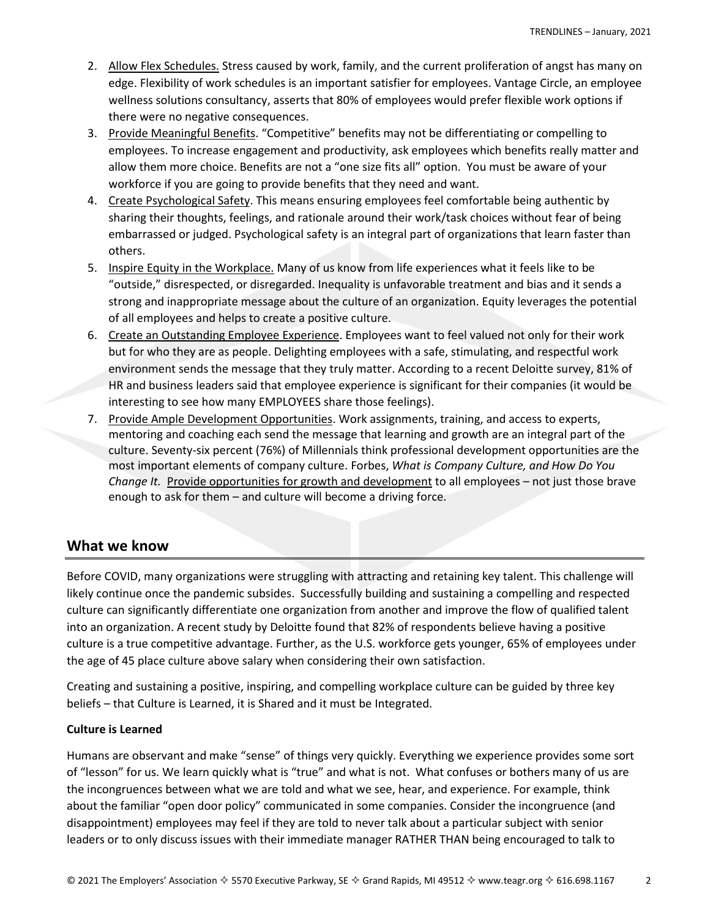2. Allow Flex Schedules. Stress caused by work, family, and the current proliferation of angst has many on edge. Flexibility of work schedules is an important satisfier for employees. Vantage Circle, an employee wellness solutions consultancy, asserts that 80% of employees would prefer flexible work options if there were no negative consequences.
3. Provide Meaningful Benefits. "Competitive" benefits may not be differentiating or compelling to employees. To increase engagement and productivity, ask employees which benefits really matter and allow them more choice. Benefits are not a "one size fits all" option. You must be aware of your workforce if you are going to provide benefits that they need and want.
4. Create Psychological Safety. This means ensuring employees feel comfortable being authentic by sharing their thoughts, feelings, and rationale around their work/task choices without fear of being embarrassed or judged. Psychological safety is an integral part of organizations that learn faster than others.
5. Inspire Equity in the Workplace. Many of us know from life experiences what it feels like to be "outside," disrespected, or disregarded. Inequality is unfavorable treatment and bias and it sends a strong and inappropriate message about the culture of an organization. Equity leverages the potential of all employees and helps to create a positive culture.
6. Create an Outstanding Employee Experience. Employees want to feel valued not only for their work but for who they are as people. Delighting employees with a safe, stimulating, and respectful work environment sends the message that they truly matter. According to a recent Deloitte survey, 81% of HR and business leaders said that employee experience is significant for their companies (it would be interesting to see how many EMPLOYEES share those feelings).
7. Provide Ample Development Opportunities. Work assignments, training, and access to experts, mentoring and coaching each send the message that learning and growth are an integral part of the culture. Seventy-six percent (76%) of Millennials think professional development opportunities are the most important elements of company culture. Forbes, *What is Company Culture, and How Do You Change It.* Provide opportunities for growth and development to all employees – not just those brave enough to ask for them – and culture will become a driving force.

## What we know

Before COVID, many organizations were struggling with attracting and retaining key talent. This challenge will likely continue once the pandemic subsides. Successfully building and sustaining a compelling and respected culture can significantly differentiate one organization from another and improve the flow of qualified talent into an organization. A recent study by Deloitte found that 82% of respondents believe having a positive culture is a true competitive advantage. Further, as the U.S. workforce gets younger, 65% of employees under the age of 45 place culture above salary when considering their own satisfaction.

Creating and sustaining a positive, inspiring, and compelling workplace culture can be guided by three key beliefs – that Culture is Learned, it is Shared and it must be Integrated.

**Culture is Learned**

Humans are observant and make "sense" of things very quickly. Everything we experience provides some sort of "lesson" for us. We learn quickly what is "true" and what is not. What confuses or bothers many of us are the incongruences between what we are told and what we see, hear, and experience. For example, think about the familiar "open door policy" communicated in some companies. Consider the incongruence (and disappointment) employees may feel if they are told to never talk about a particular subject with senior leaders or to only discuss issues with their immediate manager RATHER THAN being encouraged to talk to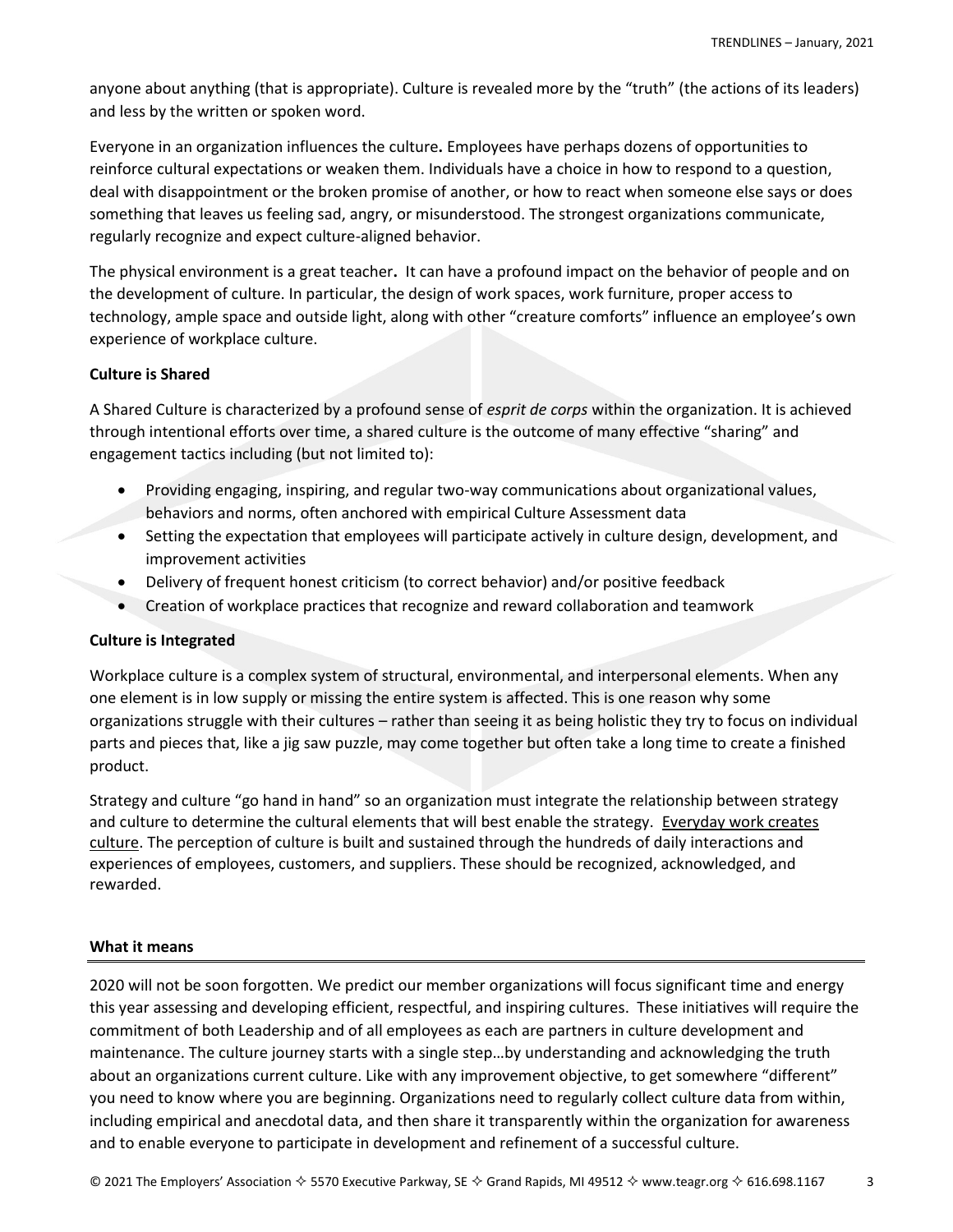anyone about anything (that is appropriate). Culture is revealed more by the "truth" (the actions of its leaders) and less by the written or spoken word.

Everyone in an organization influences the culture**.** Employees have perhaps dozens of opportunities to reinforce cultural expectations or weaken them. Individuals have a choice in how to respond to a question, deal with disappointment or the broken promise of another, or how to react when someone else says or does something that leaves us feeling sad, angry, or misunderstood. The strongest organizations communicate, regularly recognize and expect culture-aligned behavior.

The physical environment is a great teacher**.** It can have a profound impact on the behavior of people and on the development of culture. In particular, the design of work spaces, work furniture, proper access to technology, ample space and outside light, along with other "creature comforts" influence an employee's own experience of workplace culture.

**Culture is Shared**

A Shared Culture is characterized by a profound sense of *esprit de corps* within the organization. It is achieved through intentional efforts over time, a shared culture is the outcome of many effective "sharing" and engagement tactics including (but not limited to):

- Providing engaging, inspiring, and regular two-way communications about organizational values, behaviors and norms, often anchored with empirical Culture Assessment data
- Setting the expectation that employees will participate actively in culture design, development, and improvement activities
- Delivery of frequent honest criticism (to correct behavior) and/or positive feedback
- Creation of workplace practices that recognize and reward collaboration and teamwork

**Culture is Integrated**

Workplace culture is a complex system of structural, environmental, and interpersonal elements. When any one element is in low supply or missing the entire system is affected. This is one reason why some organizations struggle with their cultures – rather than seeing it as being holistic they try to focus on individual parts and pieces that, like a jig saw puzzle, may come together but often take a long time to create a finished product.

Strategy and culture "go hand in hand" so an organization must integrate the relationship between strategy and culture to determine the cultural elements that will best enable the strategy. Everyday work creates culture. The perception of culture is built and sustained through the hundreds of daily interactions and experiences of employees, customers, and suppliers. These should be recognized, acknowledged, and rewarded.

**What it means**

2020 will not be soon forgotten. We predict our member organizations will focus significant time and energy this year assessing and developing efficient, respectful, and inspiring cultures. These initiatives will require the commitment of both Leadership and of all employees as each are partners in culture development and maintenance. The culture journey starts with a single step…by understanding and acknowledging the truth about an organizations current culture. Like with any improvement objective, to get somewhere "different" you need to know where you are beginning. Organizations need to regularly collect culture data from within, including empirical and anecdotal data, and then share it transparently within the organization for awareness and to enable everyone to participate in development and refinement of a successful culture.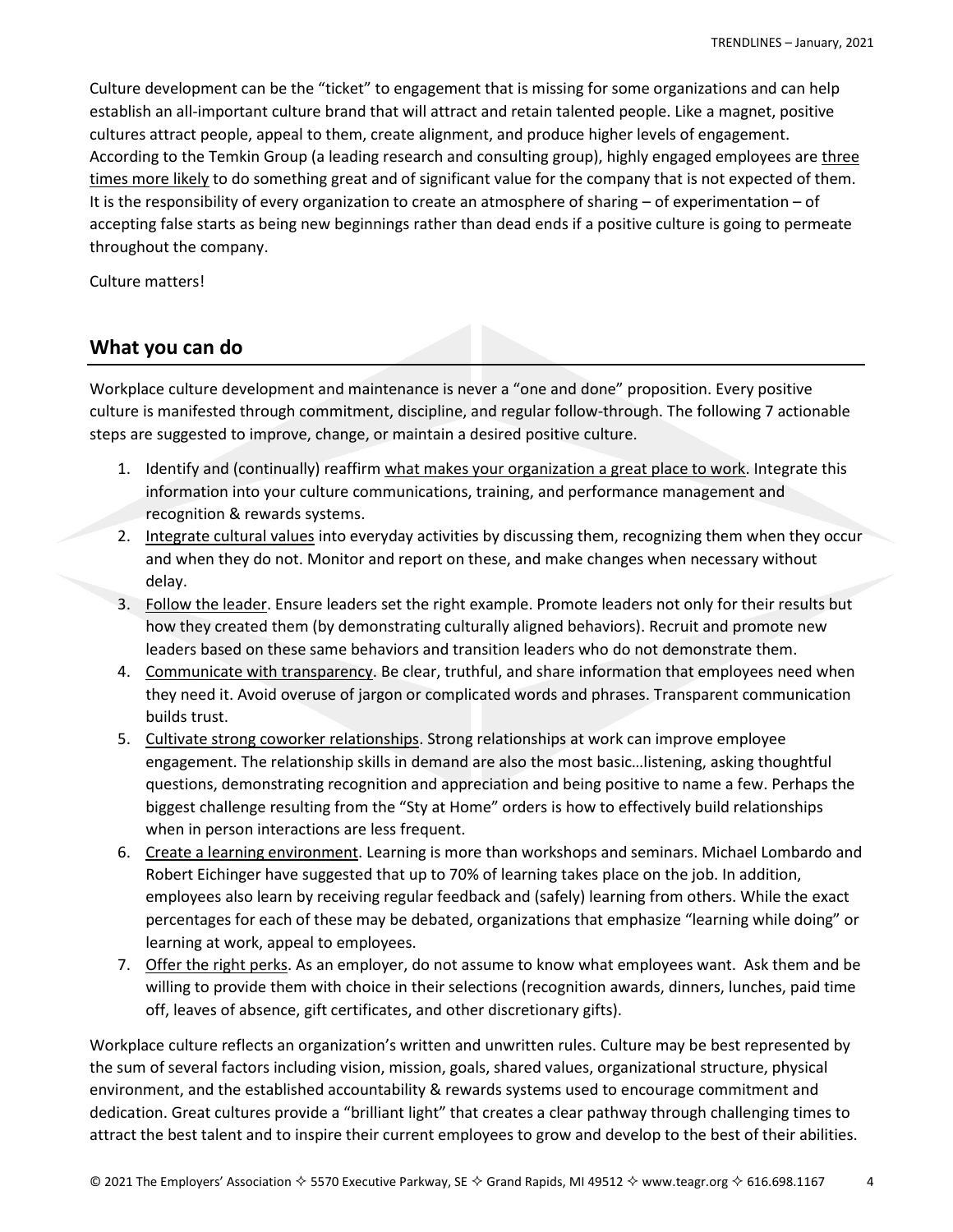Culture development can be the "ticket" to engagement that is missing for some organizations and can help establish an all-important culture brand that will attract and retain talented people. Like a magnet, positive cultures attract people, appeal to them, create alignment, and produce higher levels of engagement. According to the Temkin Group (a leading research and consulting group), highly engaged employees are three times more likely to do something great and of significant value for the company that is not expected of them. It is the responsibility of every organization to create an atmosphere of sharing – of experimentation – of accepting false starts as being new beginnings rather than dead ends if a positive culture is going to permeate throughout the company.

Culture matters!

## What you can do

Workplace culture development and maintenance is never a "one and done" proposition. Every positive culture is manifested through commitment, discipline, and regular follow-through. The following 7 actionable steps are suggested to improve, change, or maintain a desired positive culture.

1. Identify and (continually) reaffirm what makes your organization a great place to work. Integrate this information into your culture communications, training, and performance management and recognition & rewards systems.
2. Integrate cultural values into everyday activities by discussing them, recognizing them when they occur and when they do not. Monitor and report on these, and make changes when necessary without delay.
3. Follow the leader. Ensure leaders set the right example. Promote leaders not only for their results but how they created them (by demonstrating culturally aligned behaviors). Recruit and promote new leaders based on these same behaviors and transition leaders who do not demonstrate them.
4. Communicate with transparency. Be clear, truthful, and share information that employees need when they need it. Avoid overuse of jargon or complicated words and phrases. Transparent communication builds trust.
5. Cultivate strong coworker relationships. Strong relationships at work can improve employee engagement. The relationship skills in demand are also the most basic…listening, asking thoughtful questions, demonstrating recognition and appreciation and being positive to name a few. Perhaps the biggest challenge resulting from the "Sty at Home" orders is how to effectively build relationships when in person interactions are less frequent.
6. Create a learning environment. Learning is more than workshops and seminars. Michael Lombardo and Robert Eichinger have suggested that up to 70% of learning takes place on the job. In addition, employees also learn by receiving regular feedback and (safely) learning from others. While the exact percentages for each of these may be debated, organizations that emphasize "learning while doing" or learning at work, appeal to employees.
7. Offer the right perks. As an employer, do not assume to know what employees want. Ask them and be willing to provide them with choice in their selections (recognition awards, dinners, lunches, paid time off, leaves of absence, gift certificates, and other discretionary gifts).

Workplace culture reflects an organization's written and unwritten rules. Culture may be best represented by the sum of several factors including vision, mission, goals, shared values, organizational structure, physical environment, and the established accountability & rewards systems used to encourage commitment and dedication. Great cultures provide a "brilliant light" that creates a clear pathway through challenging times to attract the best talent and to inspire their current employees to grow and develop to the best of their abilities.